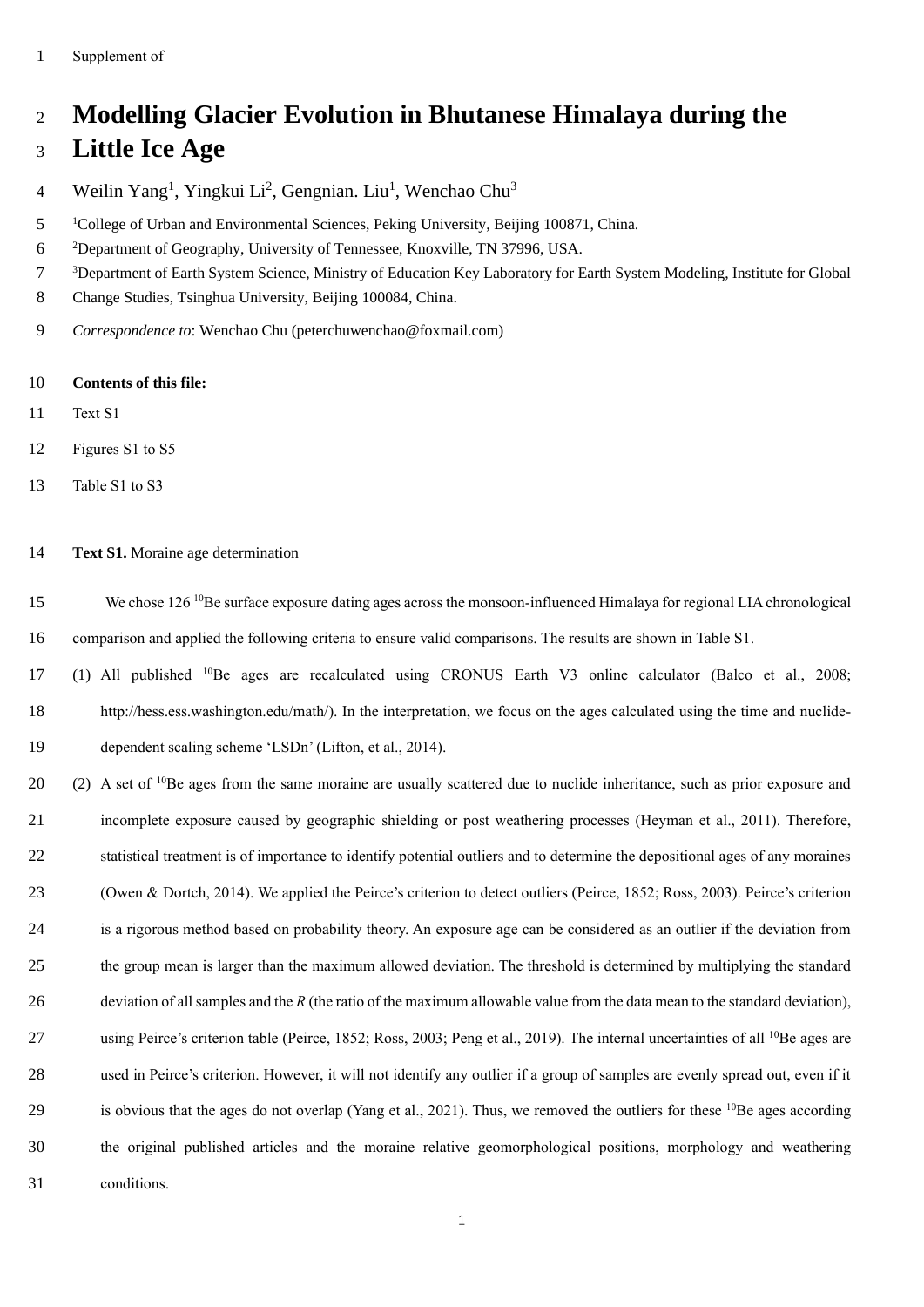Supplement of

# Modelling Glacier Evolution in Bhutanese Himalaya during the Little Ice Age

Weilin Yang[1], Yingkui Li[2], Gengnian. Liu[1], Wenchao Chu[3]

[1]College of Urban and Environmental Sciences, Peking University, Beijing 100871, China.

[2]Department of Geography, University of Tennessee, Knoxville, TN 37996, USA.

[3]Department of Earth System Science, Ministry of Education Key Laboratory for Earth System Modeling, Institute for Global Change Studies, Tsinghua University, Beijing 100084, China.

*Correspondence to*: Wenchao Chu (peterchuwenchao@foxmail.com)

**Contents of this file:**

Text S1

Figures S1 to S5

Table S1 to S3

**Text S1.** Moraine age determination

We chose 126 $^{10}$Be surface exposure dating ages across the monsoon-influenced Himalaya for regional LIA chronological comparison and applied the following criteria to ensure valid comparisons. The results are shown in Table S1.

(1) All published $^{10}$Be ages are recalculated using CRONUS Earth V3 online calculator (Balco et al., 2008; http://hess.ess.washington.edu/math/). In the interpretation, we focus on the ages calculated using the time and nuclide-dependent scaling scheme 'LSDn' (Lifton, et al., 2014).

(2) A set of $^{10}$Be ages from the same moraine are usually scattered due to nuclide inheritance, such as prior exposure and incomplete exposure caused by geographic shielding or post weathering processes (Heyman et al., 2011). Therefore, statistical treatment is of importance to identify potential outliers and to determine the depositional ages of any moraines (Owen & Dortch, 2014). We applied the Peirce's criterion to detect outliers (Peirce, 1852; Ross, 2003). Peirce's criterion is a rigorous method based on probability theory. An exposure age can be considered as an outlier if the deviation from the group mean is larger than the maximum allowed deviation. The threshold is determined by multiplying the standard deviation of all samples and the *R* (the ratio of the maximum allowable value from the data mean to the standard deviation), using Peirce's criterion table (Peirce, 1852; Ross, 2003; Peng et al., 2019). The internal uncertainties of all $^{10}$Be ages are used in Peirce's criterion. However, it will not identify any outlier if a group of samples are evenly spread out, even if it is obvious that the ages do not overlap (Yang et al., 2021). Thus, we removed the outliers for these $^{10}$Be ages according the original published articles and the moraine relative geomorphological positions, morphology and weathering conditions.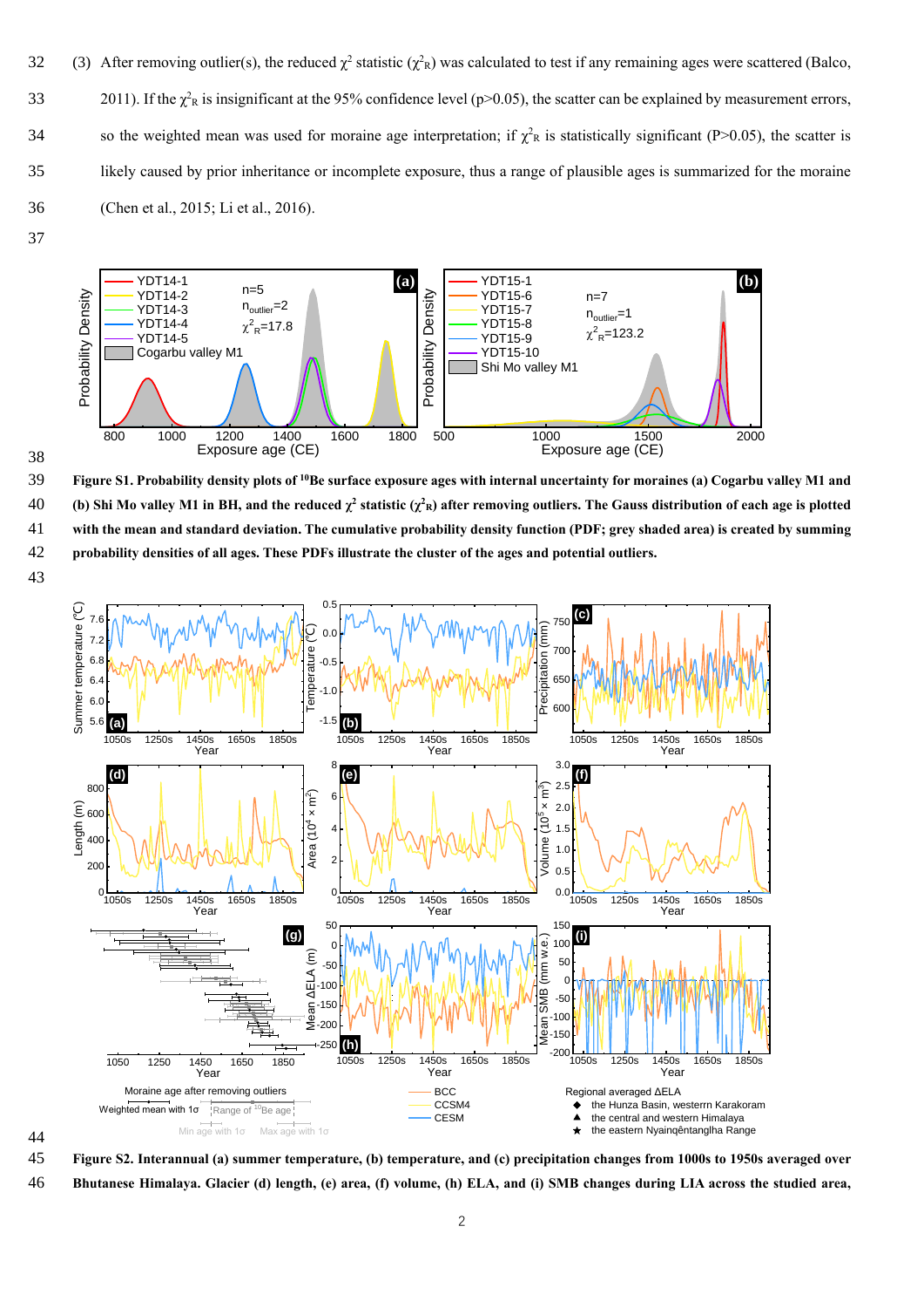(3) After removing outlier(s), the reduced $\chi^2$ statistic ($\chi^2_R$) was calculated to test if any remaining ages were scattered (Balco, 2011). If the $\chi^2_R$ is insignificant at the 95% confidence level (p>0.05), the scatter can be explained by measurement errors, so the weighted mean was used for moraine age interpretation; if $\chi^2_R$ is statistically significant (P>0.05), the scatter is likely caused by prior inheritance or incomplete exposure, thus a range of plausible ages is summarized for the moraine (Chen et al., 2015; Li et al., 2016).

**Figure S1. Probability density plots of $^{10}$Be surface exposure ages with internal uncertainty for moraines (a) Cogarbu valley M1 and (b) Shi Mo valley M1 in BH, and the reduced $\chi^2$ statistic ($\chi^2_R$) after removing outliers. The Gauss distribution of each age is plotted with the mean and standard deviation. The cumulative probability density function (PDF; grey shaded area) is created by summing probability densities of all ages. These PDFs illustrate the cluster of the ages and potential outliers.**

**Figure S2. Interannual (a) summer temperature, (b) temperature, and (c) precipitation changes from 1000s to 1950s averaged over Bhutanese Himalaya. Glacier (d) length, (e) area, (f) volume, (h) ELA, and (i) SMB changes during LIA across the studied area,**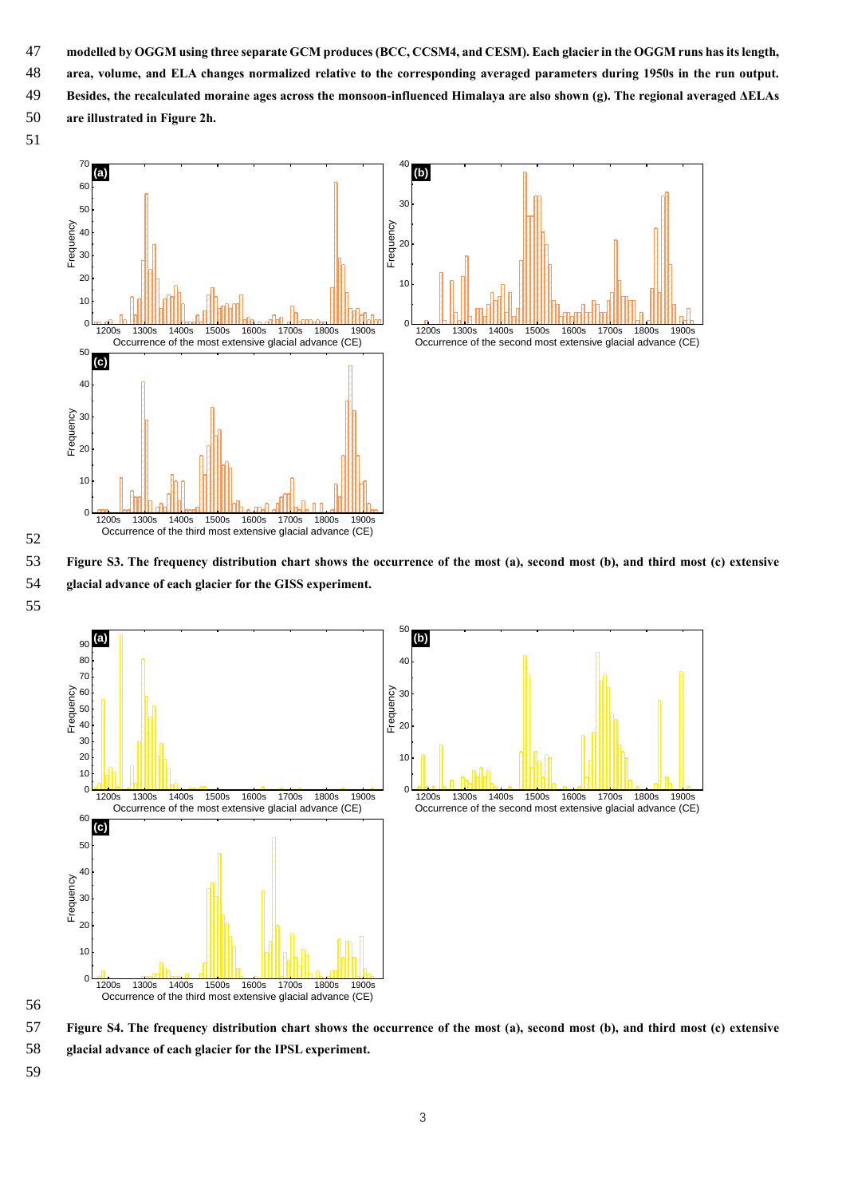modelled by OGGM using three separate GCM produces (BCC, CCSM4, and CESM). Each glacier in the OGGM runs has its length, area, volume, and ELA changes normalized relative to the corresponding averaged parameters during 1950s in the run output. Besides, the recalculated moraine ages across the monsoon-influenced Himalaya are also shown (g). The regional averaged ΔELAs are illustrated in Figure 2h.

**Figure S3. The frequency distribution chart shows the occurrence of the most (a), second most (b), and third most (c) extensive glacial advance of each glacier for the GISS experiment.**

**Figure S4. The frequency distribution chart shows the occurrence of the most (a), second most (b), and third most (c) extensive glacial advance of each glacier for the IPSL experiment.**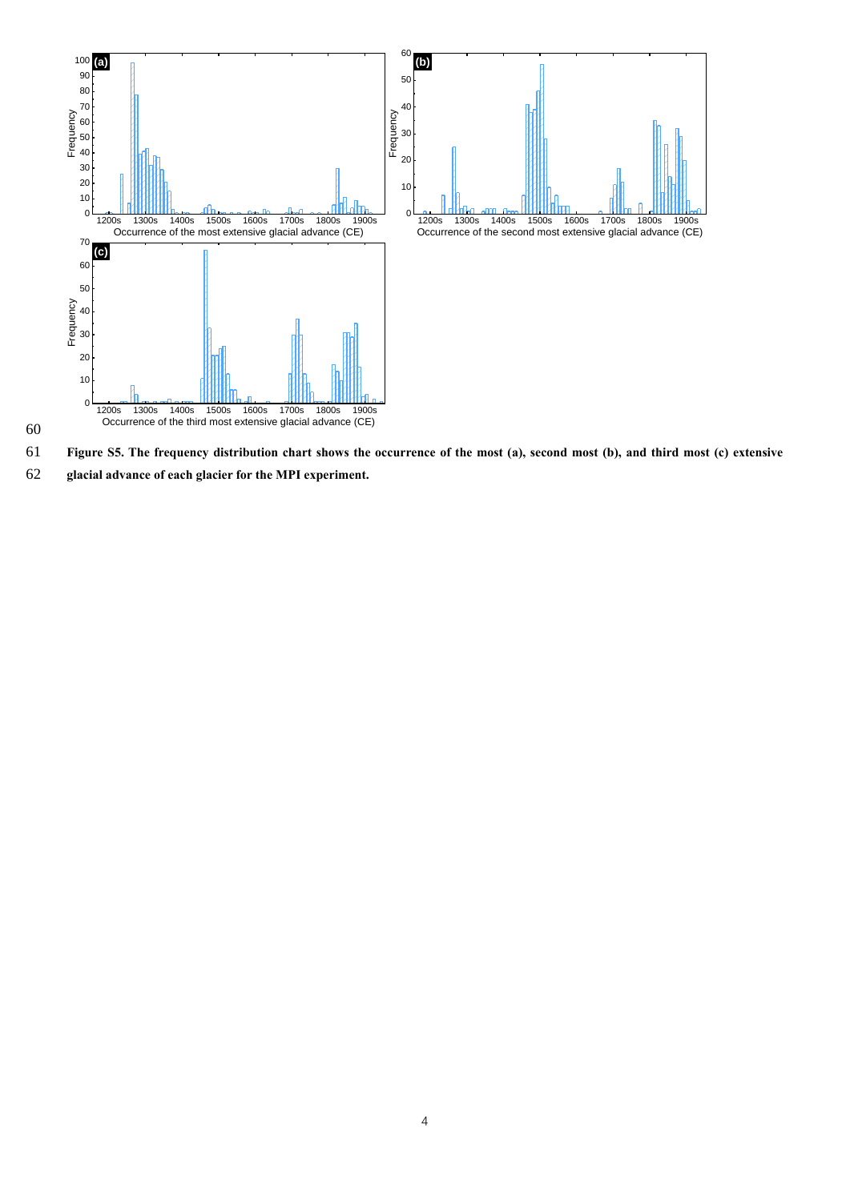**Figure S5. The frequency distribution chart shows the occurrence of the most (a), second most (b), and third most (c) extensive glacial advance of each glacier for the MPI experiment.**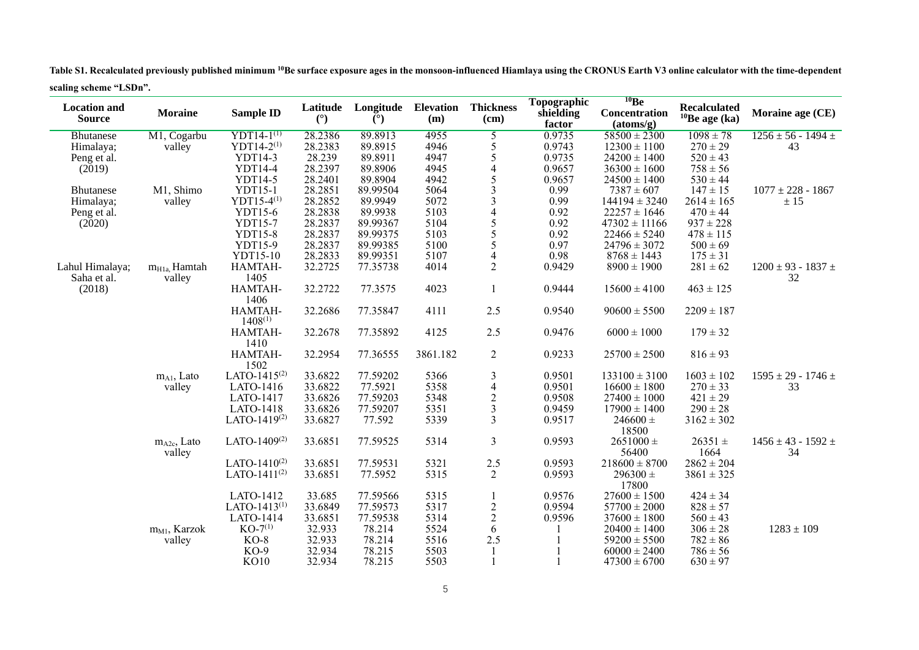**Table S1. Recalculated previously published minimum $^{10}Be$ surface exposure ages in the monsoon-influenced Hiamlaya using the CRONUS Earth V3 online calculator with the time-dependent scaling scheme "LSDn".**

| Location and Source | Moraine | Sample ID | Latitude (°) | Longitude (°) | Elevation (m) | Thickness (cm) | Topographic shielding factor | $^{10}Be$ Concentration (atoms/g) | Recalculated $^{10}Be$ age (ka) | Moraine age (CE) |
|---|---|---|---|---|---|---|---|---|---|---|
| Bhutanese Himalaya; Peng et al. (2019) | M1, Cogarbu valley | YDT14-1[(1)] | 28.2386 | 89.8913 | 4955 | 5 | 0.9735 | 58500 ± 2300 | 1098 ± 78 | 1256 ± 56 - 1494 ± 43 |
| | | YDT14-2[(1)] | 28.2383 | 89.8915 | 4946 | 5 | 0.9743 | 12300 ± 1100 | 270 ± 29 | |
| | | YDT14-3 | 28.239 | 89.8911 | 4947 | 5 | 0.9735 | 24200 ± 1400 | 520 ± 43 | |
| | | YDT14-4 | 28.2397 | 89.8906 | 4945 | 4 | 0.9657 | 36300 ± 1600 | 758 ± 56 | |
| | | YDT14-5 | 28.2401 | 89.8904 | 4942 | 5 | 0.9657 | 24500 ± 1400 | 530 ± 44 | |
| Bhutanese Himalaya; Peng et al. (2020) | M1, Shimo valley | YDT15-1 | 28.2851 | 89.99504 | 5064 | 3 | 0.99 | 7387 ± 607 | 147 ± 15 | 1077 ± 228 - 1867 ± 15 |
| | | YDT15-4[(1)] | 28.2852 | 89.9949 | 5072 | 3 | 0.99 | 144194 ± 3240 | 2614 ± 165 | |
| | | YDT15-6 | 28.2838 | 89.9938 | 5103 | 4 | 0.92 | 22257 ± 1646 | 470 ± 44 | |
| | | YDT15-7 | 28.2837 | 89.99367 | 5104 | 5 | 0.92 | 47302 ± 11166 | 937 ± 228 | |
| | | YDT15-8 | 28.2837 | 89.99375 | 5103 | 5 | 0.92 | 22466 ± 5240 | 478 ± 115 | |
| | | YDT15-9 | 28.2837 | 89.99385 | 5100 | 5 | 0.97 | 24796 ± 3072 | 500 ± 69 | |
| | | YDT15-10 | 28.2833 | 89.99351 | 5107 | 4 | 0.98 | 8768 ± 1443 | 175 ± 31 | |
| Lahul Himalaya; Saha et al. (2018) | $m_{H1a}$, Hamtah valley | HAMTAH-1405 | 32.2725 | 77.35738 | 4014 | 2 | 0.9429 | 8900 ± 1900 | 281 ± 62 | 1200 ± 93 - 1837 ± 32 |
| | | HAMTAH-1406 | 32.2722 | 77.3575 | 4023 | 1 | 0.9444 | 15600 ± 4100 | 463 ± 125 | |
| | | HAMTAH-1408[(1)] | 32.2686 | 77.35847 | 4111 | 2.5 | 0.9540 | 90600 ± 5500 | 2209 ± 187 | |
| | | HAMTAH-1410 | 32.2678 | 77.35892 | 4125 | 2.5 | 0.9476 | 6000 ± 1000 | 179 ± 32 | |
| | | HAMTAH-1502 | 32.2954 | 77.36555 | 3861.182 | 2 | 0.9233 | 25700 ± 2500 | 816 ± 93 | |
| | $m_{A1}$, Lato valley | LATO-1415[(2)] | 33.6822 | 77.59202 | 5366 | 3 | 0.9501 | 133100 ± 3100 | 1603 ± 102 | 1595 ± 29 - 1746 ± 33 |
| | | LATO-1416 | 33.6822 | 77.5921 | 5358 | 4 | 0.9501 | 16600 ± 1800 | 270 ± 33 | |
| | | LATO-1417 | 33.6826 | 77.59203 | 5348 | 2 | 0.9508 | 27400 ± 1000 | 421 ± 29 | |
| | | LATO-1418 | 33.6826 | 77.59207 | 5351 | 3 | 0.9459 | 17900 ± 1400 | 290 ± 28 | |
| | | LATO-1419[(2)] | 33.6827 | 77.592 | 5339 | 3 | 0.9517 | 246600 ± 18500 | 3162 ± 302 | |
| | $m_{A2c}$, Lato valley | LATO-1409[(2)] | 33.6851 | 77.59525 | 5314 | 3 | 0.9593 | 2651000 ± 56400 | 26351 ± 1664 | 1456 ± 43 - 1592 ± 34 |
| | | LATO-1410[(2)] | 33.6851 | 77.59531 | 5321 | 2.5 | 0.9593 | 218600 ± 8700 | 2862 ± 204 | |
| | | LATO-1411[(2)] | 33.6851 | 77.5952 | 5315 | 2 | 0.9593 | 296300 ± 17800 | 3861 ± 325 | |
| | | LATO-1412 | 33.685 | 77.59566 | 5315 | 1 | 0.9576 | 27600 ± 1500 | 424 ± 34 | |
| | | LATO-1413[(1)] | 33.6849 | 77.59573 | 5317 | 2 | 0.9594 | 57700 ± 2000 | 828 ± 57 | |
| | | LATO-1414 | 33.6851 | 77.59538 | 5314 | 2 | 0.9596 | 37600 ± 1800 | 560 ± 43 | |
| | $m_{M1}$, Karzok valley | KO-7[(1)] | 32.933 | 78.214 | 5524 | 6 | 1 | 20400 ± 1400 | 306 ± 28 | 1283 ± 109 |
| | | KO-8 | 32.933 | 78.214 | 5516 | 2.5 | 1 | 59200 ± 5500 | 782 ± 86 | |
| | | KO-9 | 32.934 | 78.215 | 5503 | 1 | 1 | 60000 ± 2400 | 786 ± 56 | |
| | | KO10 | 32.934 | 78.215 | 5503 | 1 | 1 | 47300 ± 6700 | 630 ± 97 | |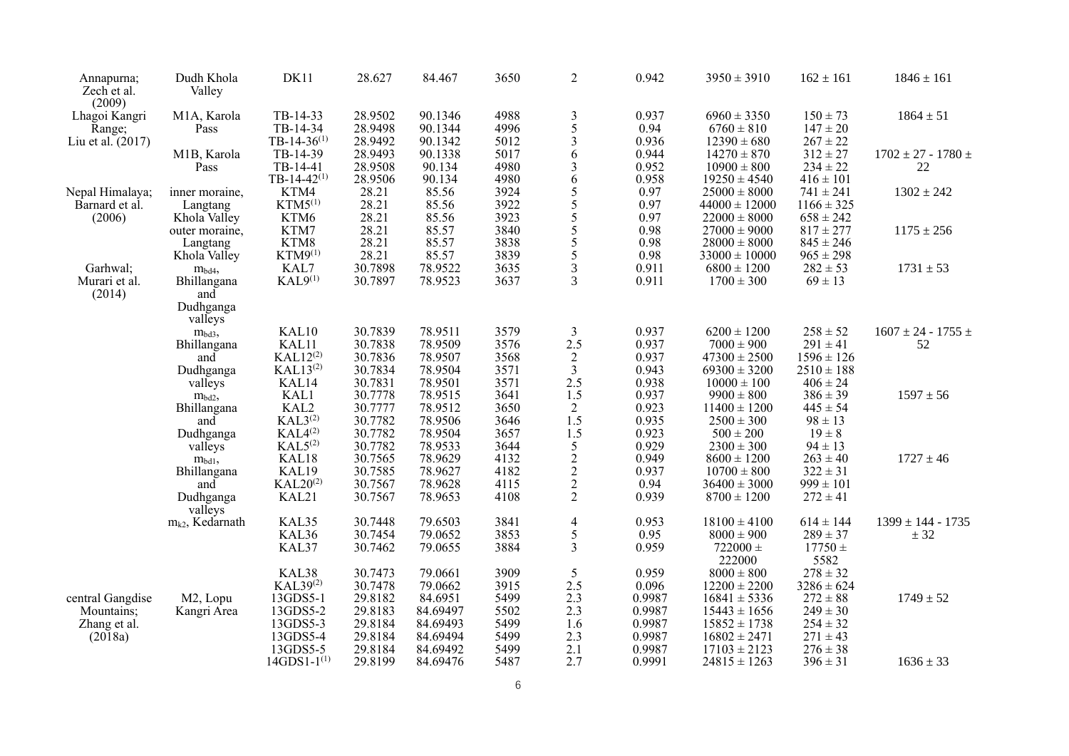| | | | | | | | | | | |
|---|---|---|---|---|---|---|---|---|---|---|
| Annapurna; Zech et al. (2009) | Dudh Khola Valley | DK11 | 28.627 | 84.467 | 3650 | 2 | 0.942 | 3950 ± 3910 | 162 ± 161 | 1846 ± 161 |
| Lhagoi Kangri Range; Liu et al. (2017) | M1A, Karola Pass | TB-14-33 | 28.9502 | 90.1346 | 4988 | 3 | 0.937 | 6960 ± 3350 | 150 ± 73 | 1864 ± 51 |
| | | TB-14-34 | 28.9498 | 90.1344 | 4996 | 5 | 0.94 | 6760 ± 810 | 147 ± 20 | |
| | | TB-14-36(1) | 28.9492 | 90.1342 | 5012 | 3 | 0.936 | 12390 ± 680 | 267 ± 22 | |
| | M1B, Karola Pass | TB-14-39 | 28.9493 | 90.1338 | 5017 | 6 | 0.944 | 14270 ± 870 | 312 ± 27 | 1702 ± 27 - 1780 ± 22 |
| | | TB-14-41 | 28.9508 | 90.134 | 4980 | 3 | 0.952 | 10900 ± 800 | 234 ± 22 | |
| | | TB-14-42(1) | 28.9506 | 90.134 | 4980 | 6 | 0.958 | 19250 ± 4540 | 416 ± 101 | |
| Nepal Himalaya; Barnard et al. (2006) | inner moraine, Langtang Khola Valley | KTM4 | 28.21 | 85.56 | 3924 | 5 | 0.97 | 25000 ± 8000 | 741 ± 241 | 1302 ± 242 |
| | | KTM5(1) | 28.21 | 85.56 | 3922 | 5 | 0.97 | 44000 ± 12000 | 1166 ± 325 | |
| | | KTM6 | 28.21 | 85.56 | 3923 | 5 | 0.97 | 22000 ± 8000 | 658 ± 242 | |
| | outer moraine, Langtang Khola Valley | KTM7 | 28.21 | 85.57 | 3840 | 5 | 0.98 | 27000 ± 9000 | 817 ± 277 | 1175 ± 256 |
| | | KTM8 | 28.21 | 85.57 | 3838 | 5 | 0.98 | 28000 ± 8000 | 845 ± 246 | |
| | | KTM9(1) | 28.21 | 85.57 | 3839 | 5 | 0.98 | 33000 ± 10000 | 965 ± 298 | |
| Garhwal; Murari et al. (2014) | $m_{bd4}$, Bhillangana and Dudhganga valleys | KAL7 | 30.7898 | 78.9522 | 3635 | 3 | 0.911 | 6800 ± 1200 | 282 ± 53 | 1731 ± 53 |
| | | KAL9(1) | 30.7897 | 78.9523 | 3637 | 3 | 0.911 | 1700 ± 300 | 69 ± 13 | |
| | $m_{bd3}$, Bhillangana and Dudhganga valleys | KAL10 | 30.7839 | 78.9511 | 3579 | 3 | 0.937 | 6200 ± 1200 | 258 ± 52 | 1607 ± 24 - 1755 ± 52 |
| | | KAL11 | 30.7838 | 78.9509 | 3576 | 2.5 | 0.937 | 7000 ± 900 | 291 ± 41 | |
| | | KAL12(2) | 30.7836 | 78.9507 | 3568 | 2 | 0.937 | 47300 ± 2500 | 1596 ± 126 | |
| | | KAL13(2) | 30.7834 | 78.9504 | 3571 | 3 | 0.943 | 69300 ± 3200 | 2510 ± 188 | |
| | | KAL14 | 30.7831 | 78.9501 | 3571 | 2.5 | 0.938 | 10000 ± 100 | 406 ± 24 | |
| | $m_{bd2}$, Bhillangana and Dudhganga valleys | KAL1 | 30.7778 | 78.9515 | 3641 | 1.5 | 0.937 | 9900 ± 800 | 386 ± 39 | 1597 ± 56 |
| | | KAL2 | 30.7777 | 78.9512 | 3650 | 2 | 0.923 | 11400 ± 1200 | 445 ± 54 | |
| | | KAL3(2) | 30.7782 | 78.9506 | 3646 | 1.5 | 0.935 | 2500 ± 300 | 98 ± 13 | |
| | | KAL4(2) | 30.7782 | 78.9504 | 3657 | 1.5 | 0.923 | 500 ± 200 | 19 ± 8 | |
| | | KAL5(2) | 30.7782 | 78.9533 | 3644 | 5 | 0.929 | 2300 ± 300 | 94 ± 13 | |
| | $m_{bd1}$, Bhillangana and Dudhganga valleys | KAL18 | 30.7565 | 78.9629 | 4132 | 2 | 0.949 | 8600 ± 1200 | 263 ± 40 | 1727 ± 46 |
| | | KAL19 | 30.7585 | 78.9627 | 4182 | 2 | 0.937 | 10700 ± 800 | 322 ± 31 | |
| | | KAL20(2) | 30.7567 | 78.9628 | 4115 | 2 | 0.94 | 36400 ± 3000 | 999 ± 101 | |
| | | KAL21 | 30.7567 | 78.9653 | 4108 | 2 | 0.939 | 8700 ± 1200 | 272 ± 41 | |
| | $m_{k2}$, Kedarnath | KAL35 | 30.7448 | 79.6503 | 3841 | 4 | 0.953 | 18100 ± 4100 | 614 ± 144 | 1399 ± 144 - 1735 ± 32 |
| | | KAL36 | 30.7454 | 79.0652 | 3853 | 5 | 0.95 | 8000 ± 900 | 289 ± 37 | |
| | | KAL37 | 30.7462 | 79.0655 | 3884 | 3 | 0.959 | 722000 ± 222000 | 17750 ± 5582 | |
| | | KAL38 | 30.7473 | 79.0661 | 3909 | 5 | 0.959 | 8000 ± 800 | 278 ± 32 | |
| | | KAL39(2) | 30.7478 | 79.0662 | 3915 | 2.5 | 0.096 | 12200 ± 2200 | 3286 ± 624 | |
| central Gangdise Mountains; Zhang et al. (2018a) | M2, Lopu Kangri Area | 13GDS5-1 | 29.8182 | 84.6951 | 5499 | 2.3 | 0.9987 | 16841 ± 5336 | 272 ± 88 | 1749 ± 52 |
| | | 13GDS5-2 | 29.8183 | 84.69497 | 5502 | 2.3 | 0.9987 | 15443 ± 1656 | 249 ± 30 | |
| | | 13GDS5-3 | 29.8184 | 84.69493 | 5499 | 1.6 | 0.9987 | 15852 ± 1738 | 254 ± 32 | |
| | | 13GDS5-4 | 29.8184 | 84.69494 | 5499 | 2.3 | 0.9987 | 16802 ± 2471 | 271 ± 43 | |
| | | 13GDS5-5 | 29.8184 | 84.69492 | 5499 | 2.1 | 0.9987 | 17103 ± 2123 | 276 ± 38 | |
| | | 14GDS1-1(1) | 29.8199 | 84.69476 | 5487 | 2.7 | 0.9991 | 24815 ± 1263 | 396 ± 31 | 1636 ± 33 |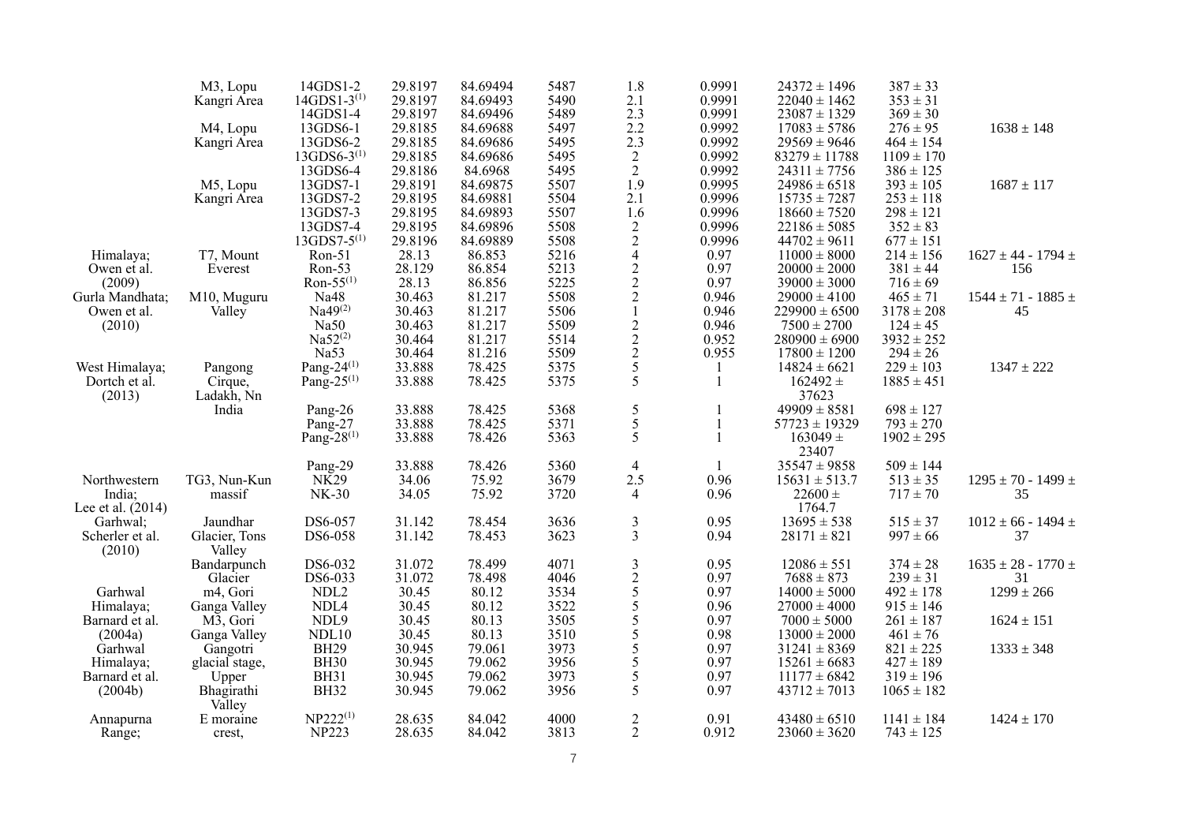| | | | | | | | | | | |
|---|---|---|---|---|---|---|---|---|---|---|
| | M3, Lopu Kangri Area | 14GDS1-2 | 29.8197 | 84.69494 | 5487 | 1.8 | 0.9991 | 24372 ± 1496 | 387 ± 33 | |
| | | 14GDS1-3[(1)] | 29.8197 | 84.69493 | 5490 | 2.1 | 0.9991 | 22040 ± 1462 | 353 ± 31 | |
| | | 14GDS1-4 | 29.8197 | 84.69496 | 5489 | 2.3 | 0.9991 | 23087 ± 1329 | 369 ± 30 | |
| | M4, Lopu Kangri Area | 13GDS6-1 | 29.8185 | 84.69688 | 5497 | 2.2 | 0.9992 | 17083 ± 5786 | 276 ± 95 | 1638 ± 148 |
| | | 13GDS6-2 | 29.8185 | 84.69686 | 5495 | 2.3 | 0.9992 | 29569 ± 9646 | 464 ± 154 | |
| | | 13GDS6-3[(1)] | 29.8185 | 84.69686 | 5495 | 2 | 0.9992 | 83279 ± 11788 | 1109 ± 170 | |
| | | 13GDS6-4 | 29.8186 | 84.6968 | 5495 | 2 | 0.9992 | 24311 ± 7756 | 386 ± 125 | |
| | M5, Lopu Kangri Area | 13GDS7-1 | 29.8191 | 84.69875 | 5507 | 1.9 | 0.9995 | 24986 ± 6518 | 393 ± 105 | 1687 ± 117 |
| | | 13GDS7-2 | 29.8195 | 84.69881 | 5504 | 2.1 | 0.9996 | 15735 ± 7287 | 253 ± 118 | |
| | | 13GDS7-3 | 29.8195 | 84.69893 | 5507 | 1.6 | 0.9996 | 18660 ± 7520 | 298 ± 121 | |
| | | 13GDS7-4 | 29.8195 | 84.69896 | 5508 | 2 | 0.9996 | 22186 ± 5085 | 352 ± 83 | |
| | | 13GDS7-5[(1)] | 29.8196 | 84.69889 | 5508 | 2 | 0.9996 | 44702 ± 9611 | 677 ± 151 | |
| Himalaya; Owen et al. (2009) | T7, Mount Everest | Ron-51 | 28.13 | 86.853 | 5216 | 4 | 0.97 | 11000 ± 8000 | 214 ± 156 | 1627 ± 44 - 1794 ± 156 |
| | | Ron-53 | 28.129 | 86.854 | 5213 | 2 | 0.97 | 20000 ± 2000 | 381 ± 44 | |
| | | Ron-55[(1)] | 28.13 | 86.856 | 5225 | 2 | 0.97 | 39000 ± 3000 | 716 ± 69 | |
| Gurla Mandhata; Owen et al. (2010) | M10, Muguru Valley | Na48 | 30.463 | 81.217 | 5508 | 2 | 0.946 | 29000 ± 4100 | 465 ± 71 | 1544 ± 71 - 1885 ± 45 |
| | | Na49[(2)] | 30.463 | 81.217 | 5506 | 1 | 0.946 | 229900 ± 6500 | 3178 ± 208 | |
| | | Na50 | 30.463 | 81.217 | 5509 | 2 | 0.946 | 7500 ± 2700 | 124 ± 45 | |
| | | Na52[(2)] | 30.464 | 81.217 | 5514 | 2 | 0.952 | 280900 ± 6900 | 3932 ± 252 | |
| | | Na53 | 30.464 | 81.216 | 5509 | 2 | 0.955 | 17800 ± 1200 | 294 ± 26 | |
| West Himalaya; Dortch et al. (2013) | Pangong Cirque, Ladakh, Nn India | Pang-24[(1)] | 33.888 | 78.425 | 5375 | 5 | 1 | 14824 ± 6621 | 229 ± 103 | 1347 ± 222 |
| | | Pang-25[(1)] | 33.888 | 78.425 | 5375 | 5 | 1 | 162492 ± 37623 | 1885 ± 451 | |
| | | Pang-26 | 33.888 | 78.425 | 5368 | 5 | 1 | 49909 ± 8581 | 698 ± 127 | |
| | | Pang-27 | 33.888 | 78.425 | 5371 | 5 | 1 | 57723 ± 19329 | 793 ± 270 | |
| | | Pang-28[(1)] | 33.888 | 78.426 | 5363 | 5 | 1 | 163049 ± 23407 | 1902 ± 295 | |
| | | Pang-29 | 33.888 | 78.426 | 5360 | 4 | 1 | 35547 ± 9858 | 509 ± 144 | |
| Northwestern India; Lee et al. (2014) | TG3, Nun-Kun massif | NK29 | 34.06 | 75.92 | 3679 | 2.5 | 0.96 | 15631 ± 513.7 | 513 ± 35 | 1295 ± 70 - 1499 ± 35 |
| | | NK-30 | 34.05 | 75.92 | 3720 | 4 | 0.96 | 22600 ± 1764.7 | 717 ± 70 | |
| Garhwal; Scherler et al. (2010) | Jaundhar Glacier, Tons Valley | DS6-057 | 31.142 | 78.454 | 3636 | 3 | 0.95 | 13695 ± 538 | 515 ± 37 | 1012 ± 66 - 1494 ± 37 |
| | | DS6-058 | 31.142 | 78.453 | 3623 | 3 | 0.94 | 28171 ± 821 | 997 ± 66 | |
| | Bandarpunch Glacier | DS6-032 | 31.072 | 78.499 | 4071 | 3 | 0.95 | 12086 ± 551 | 374 ± 28 | 1635 ± 28 - 1770 ± 31 |
| | | DS6-033 | 31.072 | 78.498 | 4046 | 2 | 0.97 | 7688 ± 873 | 239 ± 31 | |
| Garhwal Himalaya; Barnard et al. (2004a) | m4, Gori Ganga Valley | NDL2 | 30.45 | 80.12 | 3534 | 5 | 0.97 | 14000 ± 5000 | 492 ± 178 | 1299 ± 266 |
| | | NDL4 | 30.45 | 80.12 | 3522 | 5 | 0.96 | 27000 ± 4000 | 915 ± 146 | |
| | M3, Gori Ganga Valley | NDL9 | 30.45 | 80.13 | 3505 | 5 | 0.97 | 7000 ± 5000 | 261 ± 187 | 1624 ± 151 |
| | | NDL10 | 30.45 | 80.13 | 3510 | 5 | 0.98 | 13000 ± 2000 | 461 ± 76 | |
| Garhwal Himalaya; Barnard et al. (2004b) | Gangotri glacial stage, Upper Bhagirathi Valley | BH29 | 30.945 | 79.061 | 3973 | 5 | 0.97 | 31241 ± 8369 | 821 ± 225 | 1333 ± 348 |
| | | BH30 | 30.945 | 79.062 | 3956 | 5 | 0.97 | 15261 ± 6683 | 427 ± 189 | |
| | | BH31 | 30.945 | 79.062 | 3973 | 5 | 0.97 | 11177 ± 6842 | 319 ± 196 | |
| | | BH32 | 30.945 | 79.062 | 3956 | 5 | 0.97 | 43712 ± 7013 | 1065 ± 182 | |
| Annapurna Range; | E moraine crest, | NP222[(1)] | 28.635 | 84.042 | 4000 | 2 | 0.91 | 43480 ± 6510 | 1141 ± 184 | 1424 ± 170 |
| | | NP223 | 28.635 | 84.042 | 3813 | 2 | 0.912 | 23060 ± 3620 | 743 ± 125 | |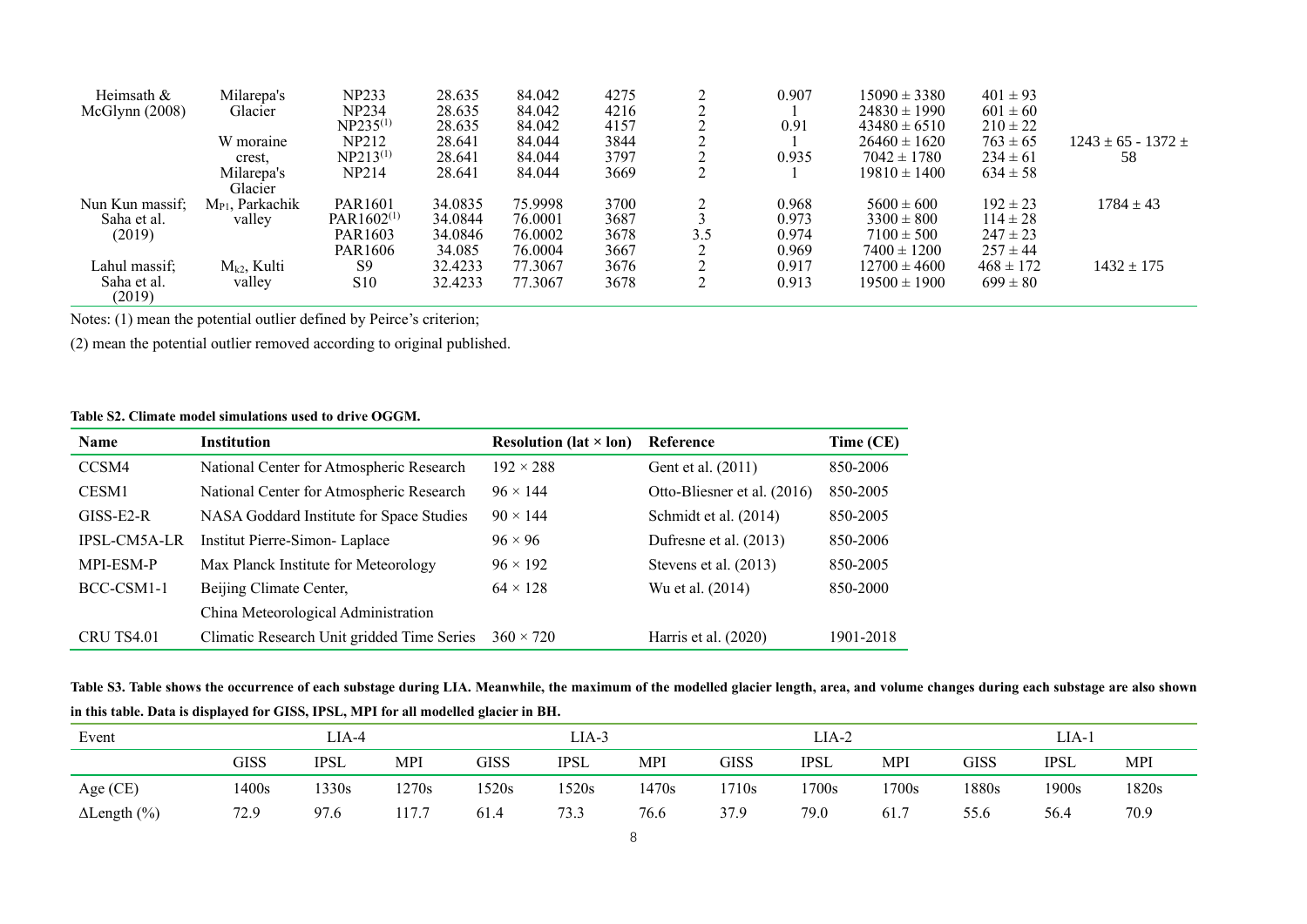| | | | | | | | | | | |
|---|---|---|---|---|---|---|---|---|---|---|
| Heimsath & McGlynn (2008) | Milarepa's Glacier | NP233 | 28.635 | 84.042 | 4275 | 2 | 0.907 | 15090 ± 3380 | 401 ± 93 | |
| | | NP234 | 28.635 | 84.042 | 4216 | 2 | 1 | 24830 ± 1990 | 601 ± 60 | |
| | | NP235[(1)] | 28.635 | 84.042 | 4157 | 2 | 0.91 | 43480 ± 6510 | 210 ± 22 | |
| | W moraine crest, | NP212 | 28.641 | 84.044 | 3844 | 2 | 1 | 26460 ± 1620 | 763 ± 65 | 1243 ± 65 - 1372 ± 58 |
| | | NP213[(1)] | 28.641 | 84.044 | 3797 | 2 | 0.935 | 7042 ± 1780 | 234 ± 61 | |
| | Milarepa's Glacier | NP214 | 28.641 | 84.044 | 3669 | 2 | 1 | 19810 ± 1400 | 634 ± 58 | |
| Nun Kun massif; Saha et al. (2019) | $M_{P1}$, Parkachik valley | PAR1601 | 34.0835 | 75.9998 | 3700 | 2 | 0.968 | 5600 ± 600 | 192 ± 23 | 1784 ± 43 |
| | | PAR1602[(1)] | 34.0844 | 76.0001 | 3687 | 3 | 0.973 | 3300 ± 800 | 114 ± 28 | |
| | | PAR1603 | 34.0846 | 76.0002 | 3678 | 3.5 | 0.974 | 7100 ± 500 | 247 ± 23 | |
| | | PAR1606 | 34.085 | 76.0004 | 3667 | 2 | 0.969 | 7400 ± 1200 | 257 ± 44 | |
| Lahul massif; Saha et al. (2019) | $M_{k2}$, Kulti valley | S9 | 32.4233 | 77.3067 | 3676 | 2 | 0.917 | 12700 ± 4600 | 468 ± 172 | 1432 ± 175 |
| | | S10 | 32.4233 | 77.3067 | 3678 | 2 | 0.913 | 19500 ± 1900 | 699 ± 80 | |

Notes: (1) mean the potential outlier defined by Peirce's criterion;

(2) mean the potential outlier removed according to original published.

**Table S2. Climate model simulations used to drive OGGM.**

| Name | Institution | Resolution (lat × lon) | Reference | Time (CE) |
|---|---|---|---|---|
| CCSM4 | National Center for Atmospheric Research | 192 × 288 | Gent et al. (2011) | 850-2006 |
| CESM1 | National Center for Atmospheric Research | 96 × 144 | Otto-Bliesner et al. (2016) | 850-2005 |
| GISS-E2-R | NASA Goddard Institute for Space Studies | 90 × 144 | Schmidt et al. (2014) | 850-2005 |
| IPSL-CM5A-LR | Institut Pierre-Simon- Laplace | 96 × 96 | Dufresne et al. (2013) | 850-2006 |
| MPI-ESM-P | Max Planck Institute for Meteorology | 96 × 192 | Stevens et al. (2013) | 850-2005 |
| BCC-CSM1-1 | Beijing Climate Center, China Meteorological Administration | 64 × 128 | Wu et al. (2014) | 850-2000 |
| CRU TS4.01 | Climatic Research Unit gridded Time Series | 360 × 720 | Harris et al. (2020) | 1901-2018 |

**Table S3. Table shows the occurrence of each substage during LIA. Meanwhile, the maximum of the modelled glacier length, area, and volume changes during each substage are also shown in this table. Data is displayed for GISS, IPSL, MPI for all modelled glacier in BH.**

| Event | LIA-4 | | | LIA-3 | | | LIA-2 | | | LIA-1 | | |
|---|---|---|---|---|---|---|---|---|---|---|---|---|
| | GISS | IPSL | MPI | GISS | IPSL | MPI | GISS | IPSL | MPI | GISS | IPSL | MPI |
| Age (CE) | 1400s | 1330s | 1270s | 1520s | 1520s | 1470s | 1710s | 1700s | 1700s | 1880s | 1900s | 1820s |
| ΔLength (%) | 72.9 | 97.6 | 117.7 | 61.4 | 73.3 | 76.6 | 37.9 | 79.0 | 61.7 | 55.6 | 56.4 | 70.9 |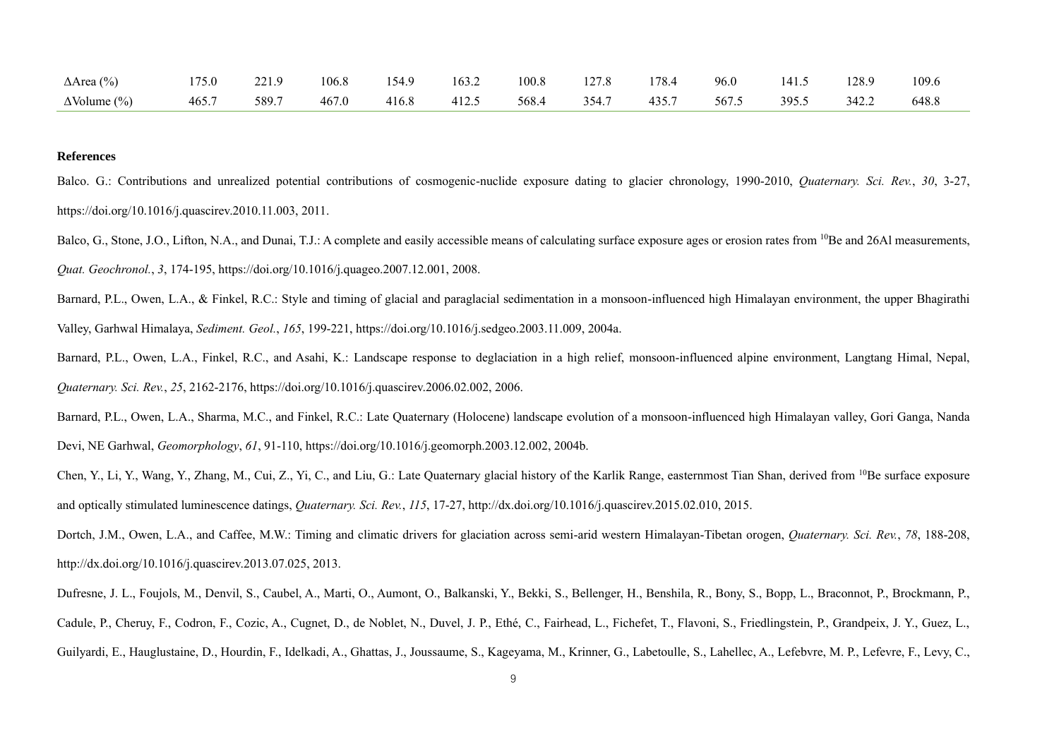| ΔArea (%) | 175.0 | 221.9 | 106.8 | 154.9 | 163.2 | 100.8 | 127.8 | 178.4 | 96.0 | 141.5 | 128.9 | 109.6 |
|---|---|---|---|---|---|---|---|---|---|---|---|---|
| ΔVolume (%) | 465.7 | 589.7 | 467.0 | 416.8 | 412.5 | 568.4 | 354.7 | 435.7 | 567.5 | 395.5 | 342.2 | 648.8 |

**References**

Balco. G.: Contributions and unrealized potential contributions of cosmogenic-nuclide exposure dating to glacier chronology, 1990-2010, *Quaternary. Sci. Rev.*, *30*, 3-27, https://doi.org/10.1016/j.quascirev.2010.11.003, 2011.

Balco, G., Stone, J.O., Lifton, N.A., and Dunai, T.J.: A complete and easily accessible means of calculating surface exposure ages or erosion rates from $^{10}$Be and 26Al measurements, *Quat. Geochronol.*, *3*, 174-195, https://doi.org/10.1016/j.quageo.2007.12.001, 2008.

Barnard, P.L., Owen, L.A., & Finkel, R.C.: Style and timing of glacial and paraglacial sedimentation in a monsoon-influenced high Himalayan environment, the upper Bhagirathi Valley, Garhwal Himalaya, *Sediment. Geol.*, *165*, 199-221, https://doi.org/10.1016/j.sedgeo.2003.11.009, 2004a.

Barnard, P.L., Owen, L.A., Finkel, R.C., and Asahi, K.: Landscape response to deglaciation in a high relief, monsoon-influenced alpine environment, Langtang Himal, Nepal, *Quaternary. Sci. Rev.*, *25*, 2162-2176, https://doi.org/10.1016/j.quascirev.2006.02.002, 2006.

Barnard, P.L., Owen, L.A., Sharma, M.C., and Finkel, R.C.: Late Quaternary (Holocene) landscape evolution of a monsoon-influenced high Himalayan valley, Gori Ganga, Nanda Devi, NE Garhwal, *Geomorphology*, *61*, 91-110, https://doi.org/10.1016/j.geomorph.2003.12.002, 2004b.

Chen, Y., Li, Y., Wang, Y., Zhang, M., Cui, Z., Yi, C., and Liu, G.: Late Quaternary glacial history of the Karlik Range, easternmost Tian Shan, derived from $^{10}$Be surface exposure and optically stimulated luminescence datings, *Quaternary. Sci. Rev.*, *115*, 17-27, http://dx.doi.org/10.1016/j.quascirev.2015.02.010, 2015.

Dortch, J.M., Owen, L.A., and Caffee, M.W.: Timing and climatic drivers for glaciation across semi-arid western Himalayan-Tibetan orogen, *Quaternary. Sci. Rev.*, *78*, 188-208, http://dx.doi.org/10.1016/j.quascirev.2013.07.025, 2013.

Dufresne, J. L., Foujols, M., Denvil, S., Caubel, A., Marti, O., Aumont, O., Balkanski, Y., Bekki, S., Bellenger, H., Benshila, R., Bony, S., Bopp, L., Braconnot, P., Brockmann, P., Cadule, P., Cheruy, F., Codron, F., Cozic, A., Cugnet, D., de Noblet, N., Duvel, J. P., Ethé, C., Fairhead, L., Fichefet, T., Flavoni, S., Friedlingstein, P., Grandpeix, J. Y., Guez, L., Guilyardi, E., Hauglustaine, D., Hourdin, F., Idelkadi, A., Ghattas, J., Joussaume, S., Kageyama, M., Krinner, G., Labetoulle, S., Lahellec, A., Lefebvre, M. P., Lefevre, F., Levy, C.,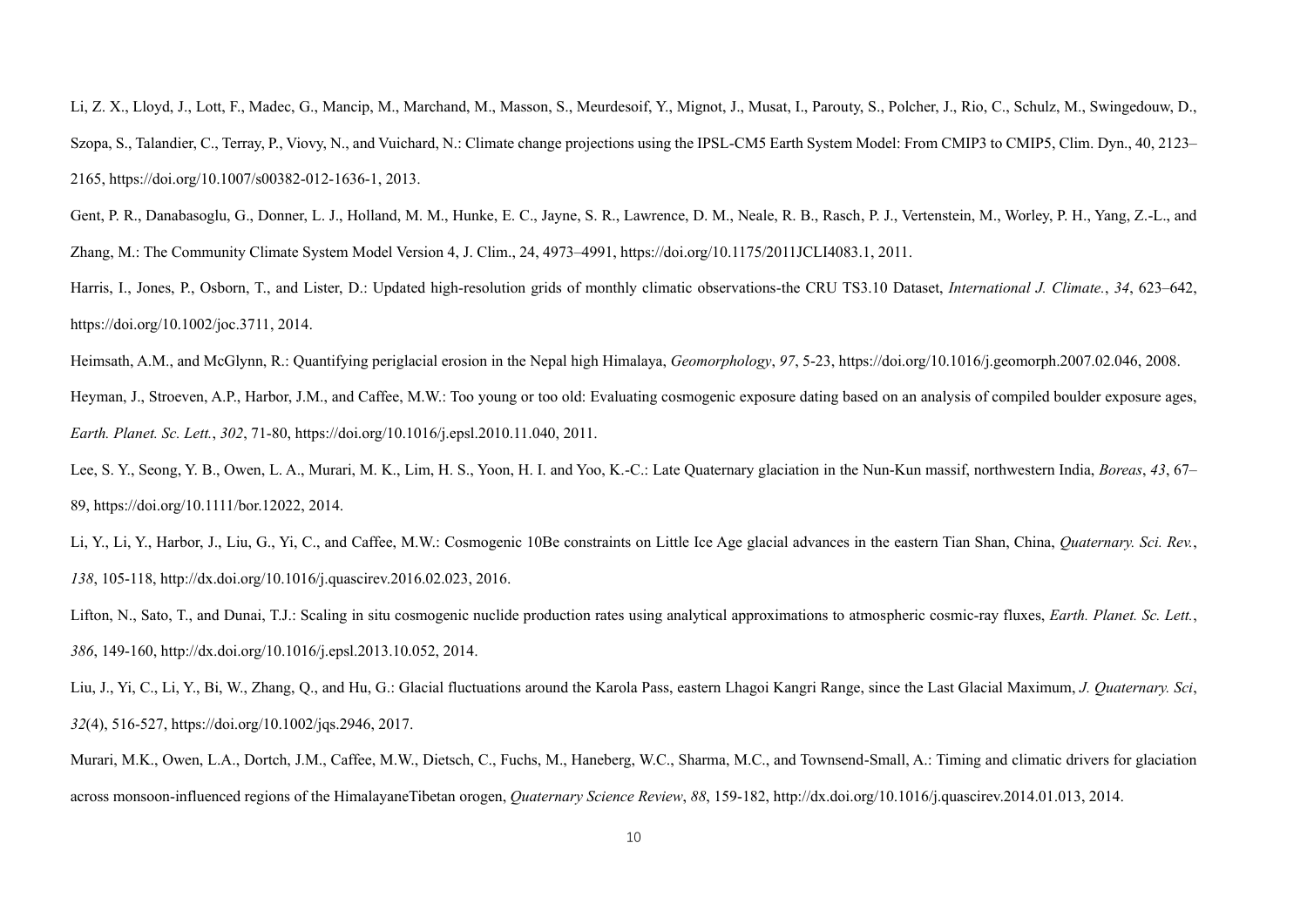Li, Z. X., Lloyd, J., Lott, F., Madec, G., Mancip, M., Marchand, M., Masson, S., Meurdesoif, Y., Mignot, J., Musat, I., Parouty, S., Polcher, J., Rio, C., Schulz, M., Swingedouw, D., Szopa, S., Talandier, C., Terray, P., Viovy, N., and Vuichard, N.: Climate change projections using the IPSL-CM5 Earth System Model: From CMIP3 to CMIP5, Clim. Dyn., 40, 2123–2165, https://doi.org/10.1007/s00382-012-1636-1, 2013.

Gent, P. R., Danabasoglu, G., Donner, L. J., Holland, M. M., Hunke, E. C., Jayne, S. R., Lawrence, D. M., Neale, R. B., Rasch, P. J., Vertenstein, M., Worley, P. H., Yang, Z.-L., and Zhang, M.: The Community Climate System Model Version 4, J. Clim., 24, 4973–4991, https://doi.org/10.1175/2011JCLI4083.1, 2011.

Harris, I., Jones, P., Osborn, T., and Lister, D.: Updated high-resolution grids of monthly climatic observations-the CRU TS3.10 Dataset, *International J. Climate.*, *34*, 623–642, https://doi.org/10.1002/joc.3711, 2014.

Heimsath, A.M., and McGlynn, R.: Quantifying periglacial erosion in the Nepal high Himalaya, *Geomorphology*, *97*, 5-23, https://doi.org/10.1016/j.geomorph.2007.02.046, 2008.

Heyman, J., Stroeven, A.P., Harbor, J.M., and Caffee, M.W.: Too young or too old: Evaluating cosmogenic exposure dating based on an analysis of compiled boulder exposure ages, *Earth. Planet. Sc. Lett.*, *302*, 71-80, https://doi.org/10.1016/j.epsl.2010.11.040, 2011.

Lee, S. Y., Seong, Y. B., Owen, L. A., Murari, M. K., Lim, H. S., Yoon, H. I. and Yoo, K.-C.: Late Quaternary glaciation in the Nun-Kun massif, northwestern India, *Boreas*, *43*, 67–89, https://doi.org/10.1111/bor.12022, 2014.

Li, Y., Li, Y., Harbor, J., Liu, G., Yi, C., and Caffee, M.W.: Cosmogenic 10Be constraints on Little Ice Age glacial advances in the eastern Tian Shan, China, *Quaternary. Sci. Rev.*, *138*, 105-118, http://dx.doi.org/10.1016/j.quascirev.2016.02.023, 2016.

Lifton, N., Sato, T., and Dunai, T.J.: Scaling in situ cosmogenic nuclide production rates using analytical approximations to atmospheric cosmic-ray fluxes, *Earth. Planet. Sc. Lett.*, *386*, 149-160, http://dx.doi.org/10.1016/j.epsl.2013.10.052, 2014.

Liu, J., Yi, C., Li, Y., Bi, W., Zhang, Q., and Hu, G.: Glacial fluctuations around the Karola Pass, eastern Lhagoi Kangri Range, since the Last Glacial Maximum, *J. Quaternary. Sci*, *32*(4), 516-527, https://doi.org/10.1002/jqs.2946, 2017.

Murari, M.K., Owen, L.A., Dortch, J.M., Caffee, M.W., Dietsch, C., Fuchs, M., Haneberg, W.C., Sharma, M.C., and Townsend-Small, A.: Timing and climatic drivers for glaciation across monsoon-influenced regions of the HimalayaneTibetan orogen, *Quaternary Science Review*, *88*, 159-182, http://dx.doi.org/10.1016/j.quascirev.2014.01.013, 2014.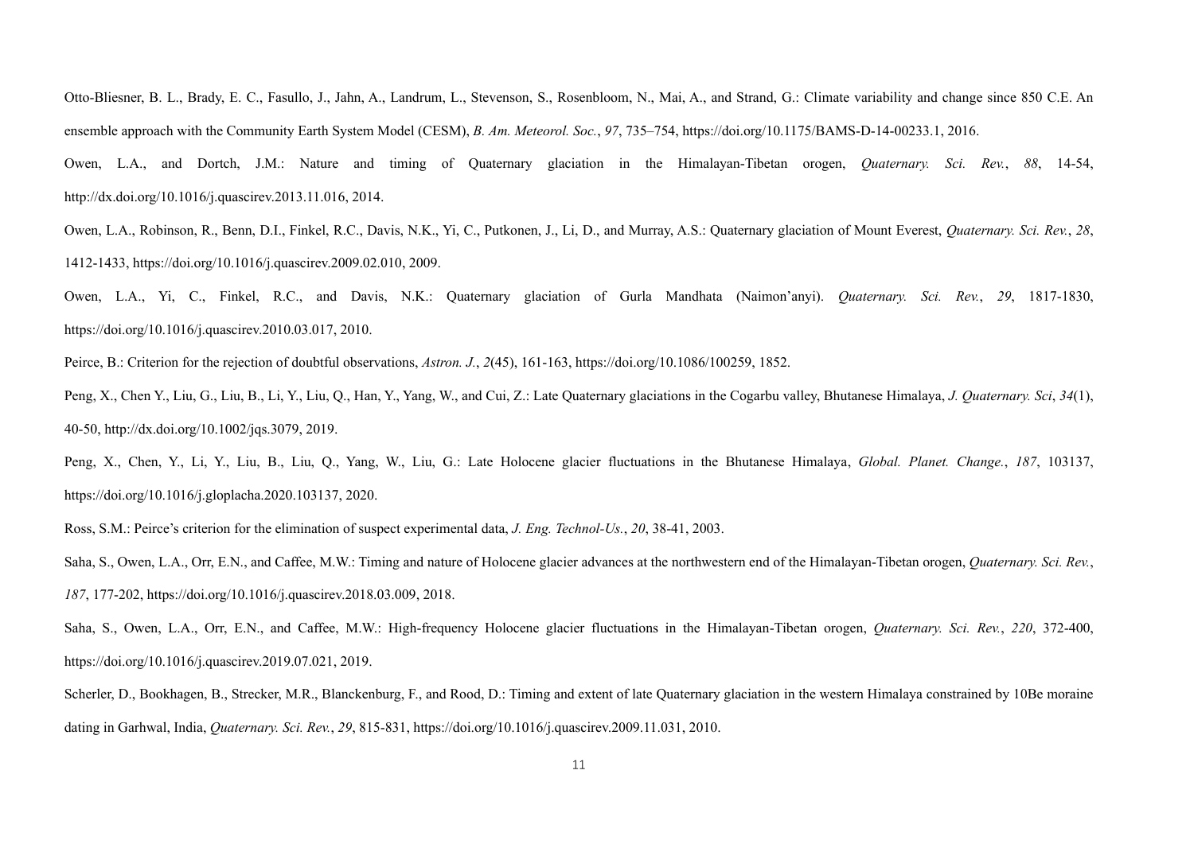Otto-Bliesner, B. L., Brady, E. C., Fasullo, J., Jahn, A., Landrum, L., Stevenson, S., Rosenbloom, N., Mai, A., and Strand, G.: Climate variability and change since 850 C.E. An ensemble approach with the Community Earth System Model (CESM), *B. Am. Meteorol. Soc.*, *97*, 735–754, https://doi.org/10.1175/BAMS-D-14-00233.1, 2016.

Owen, L.A., and Dortch, J.M.: Nature and timing of Quaternary glaciation in the Himalayan-Tibetan orogen, *Quaternary. Sci. Rev.*, *88*, 14-54, http://dx.doi.org/10.1016/j.quascirev.2013.11.016, 2014.

Owen, L.A., Robinson, R., Benn, D.I., Finkel, R.C., Davis, N.K., Yi, C., Putkonen, J., Li, D., and Murray, A.S.: Quaternary glaciation of Mount Everest, *Quaternary. Sci. Rev.*, *28*, 1412-1433, https://doi.org/10.1016/j.quascirev.2009.02.010, 2009.

Owen, L.A., Yi, C., Finkel, R.C., and Davis, N.K.: Quaternary glaciation of Gurla Mandhata (Naimon'anyi). *Quaternary. Sci. Rev.*, *29*, 1817-1830, https://doi.org/10.1016/j.quascirev.2010.03.017, 2010.

Peirce, B.: Criterion for the rejection of doubtful observations, *Astron. J.*, *2*(45), 161-163, https://doi.org/10.1086/100259, 1852.

Peng, X., Chen Y., Liu, G., Liu, B., Li, Y., Liu, Q., Han, Y., Yang, W., and Cui, Z.: Late Quaternary glaciations in the Cogarbu valley, Bhutanese Himalaya, *J. Quaternary. Sci*, *34*(1), 40-50, http://dx.doi.org/10.1002/jqs.3079, 2019.

Peng, X., Chen, Y., Li, Y., Liu, B., Liu, Q., Yang, W., Liu, G.: Late Holocene glacier fluctuations in the Bhutanese Himalaya, *Global. Planet. Change.*, *187*, 103137, https://doi.org/10.1016/j.gloplacha.2020.103137, 2020.

Ross, S.M.: Peirce's criterion for the elimination of suspect experimental data, *J. Eng. Technol-Us.*, *20*, 38-41, 2003.

Saha, S., Owen, L.A., Orr, E.N., and Caffee, M.W.: Timing and nature of Holocene glacier advances at the northwestern end of the Himalayan-Tibetan orogen, *Quaternary. Sci. Rev.*, *187*, 177-202, https://doi.org/10.1016/j.quascirev.2018.03.009, 2018.

Saha, S., Owen, L.A., Orr, E.N., and Caffee, M.W.: High-frequency Holocene glacier fluctuations in the Himalayan-Tibetan orogen, *Quaternary. Sci. Rev.*, *220*, 372-400, https://doi.org/10.1016/j.quascirev.2019.07.021, 2019.

Scherler, D., Bookhagen, B., Strecker, M.R., Blanckenburg, F., and Rood, D.: Timing and extent of late Quaternary glaciation in the western Himalaya constrained by 10Be moraine dating in Garhwal, India, *Quaternary. Sci. Rev.*, *29*, 815-831, https://doi.org/10.1016/j.quascirev.2009.11.031, 2010.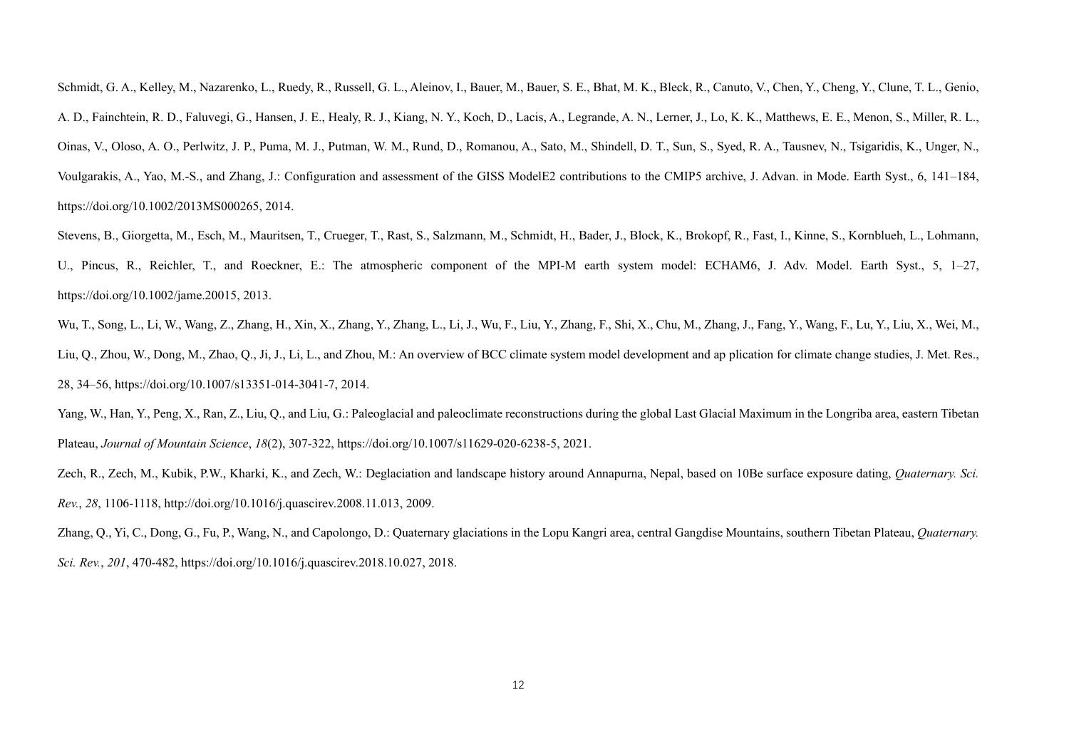Schmidt, G. A., Kelley, M., Nazarenko, L., Ruedy, R., Russell, G. L., Aleinov, I., Bauer, M., Bauer, S. E., Bhat, M. K., Bleck, R., Canuto, V., Chen, Y., Cheng, Y., Clune, T. L., Genio, A. D., Fainchtein, R. D., Faluvegi, G., Hansen, J. E., Healy, R. J., Kiang, N. Y., Koch, D., Lacis, A., Legrande, A. N., Lerner, J., Lo, K. K., Matthews, E. E., Menon, S., Miller, R. L., Oinas, V., Oloso, A. O., Perlwitz, J. P., Puma, M. J., Putman, W. M., Rund, D., Romanou, A., Sato, M., Shindell, D. T., Sun, S., Syed, R. A., Tausnev, N., Tsigaridis, K., Unger, N., Voulgarakis, A., Yao, M.-S., and Zhang, J.: Configuration and assessment of the GISS ModelE2 contributions to the CMIP5 archive, J. Advan. in Mode. Earth Syst., 6, 141–184, https://doi.org/10.1002/2013MS000265, 2014.

Stevens, B., Giorgetta, M., Esch, M., Mauritsen, T., Crueger, T., Rast, S., Salzmann, M., Schmidt, H., Bader, J., Block, K., Brokopf, R., Fast, I., Kinne, S., Kornblueh, L., Lohmann, U., Pincus, R., Reichler, T., and Roeckner, E.: The atmospheric component of the MPI-M earth system model: ECHAM6, J. Adv. Model. Earth Syst., 5, 1–27, https://doi.org/10.1002/jame.20015, 2013.

Wu, T., Song, L., Li, W., Wang, Z., Zhang, H., Xin, X., Zhang, Y., Zhang, L., Li, J., Wu, F., Liu, Y., Zhang, F., Shi, X., Chu, M., Zhang, J., Fang, Y., Wang, F., Lu, Y., Liu, X., Wei, M., Liu, Q., Zhou, W., Dong, M., Zhao, Q., Ji, J., Li, L., and Zhou, M.: An overview of BCC climate system model development and ap plication for climate change studies, J. Met. Res., 28, 34–56, https://doi.org/10.1007/s13351-014-3041-7, 2014.

Yang, W., Han, Y., Peng, X., Ran, Z., Liu, Q., and Liu, G.: Paleoglacial and paleoclimate reconstructions during the global Last Glacial Maximum in the Longriba area, eastern Tibetan Plateau, *Journal of Mountain Science*, *18*(2), 307-322, https://doi.org/10.1007/s11629-020-6238-5, 2021.

Zech, R., Zech, M., Kubik, P.W., Kharki, K., and Zech, W.: Deglaciation and landscape history around Annapurna, Nepal, based on 10Be surface exposure dating, *Quaternary. Sci. Rev.*, *28*, 1106-1118, http://doi.org/10.1016/j.quascirev.2008.11.013, 2009.

Zhang, Q., Yi, C., Dong, G., Fu, P., Wang, N., and Capolongo, D.: Quaternary glaciations in the Lopu Kangri area, central Gangdise Mountains, southern Tibetan Plateau, *Quaternary. Sci. Rev.*, *201*, 470-482, https://doi.org/10.1016/j.quascirev.2018.10.027, 2018.